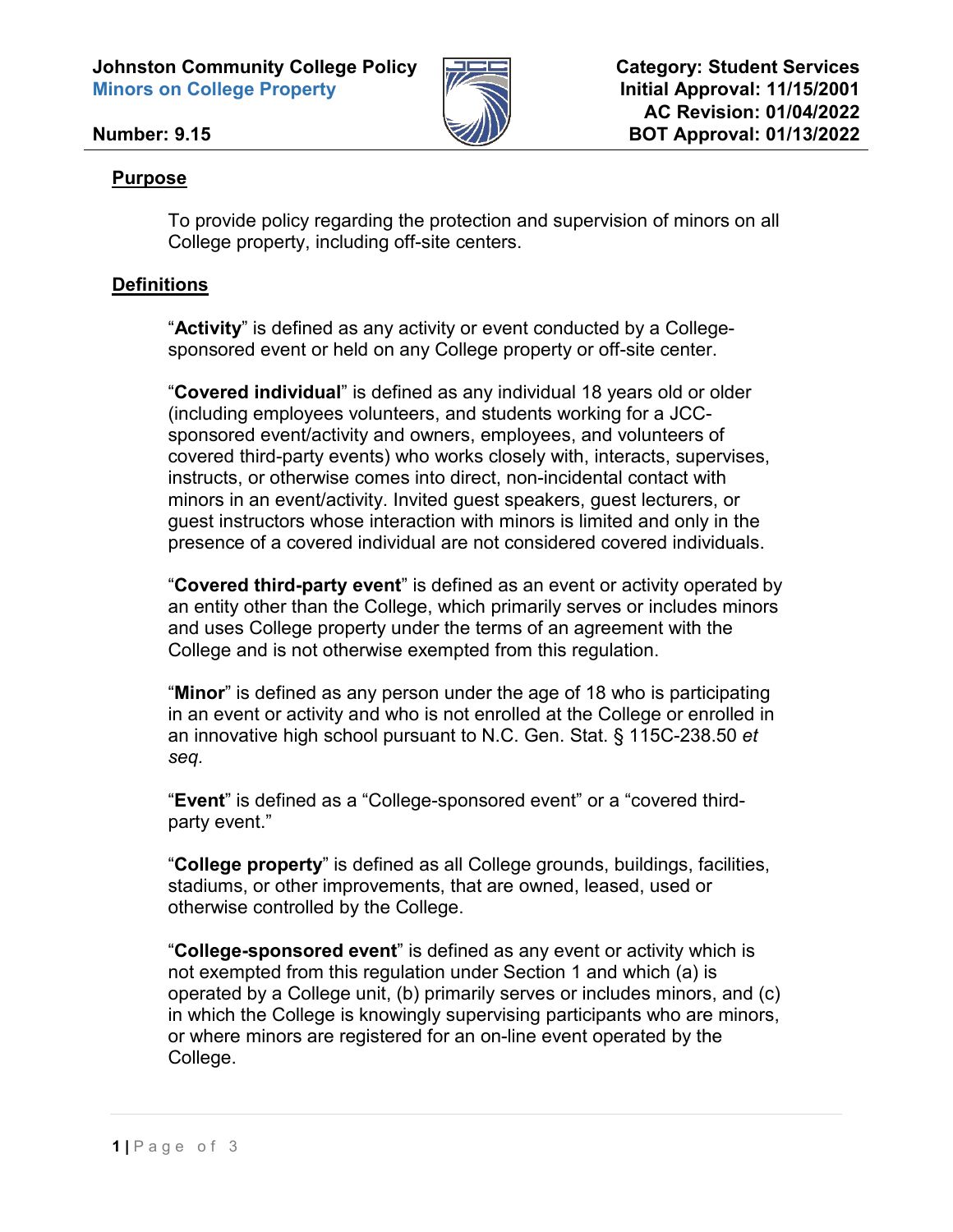**Johnston Community College Policy**
**Minors on College Property**

**Number: 9.15**

**Category: Student Services**
**Initial Approval: 11/15/2001**
**AC Revision: 01/04/2022**
**BOT Approval: 01/13/2022**

## Purpose

To provide policy regarding the protection and supervision of minors on all College property, including off-site centers.

## Definitions

"**Activity**" is defined as any activity or event conducted by a College-sponsored event or held on any College property or off-site center.

"**Covered individual**" is defined as any individual 18 years old or older (including employees volunteers, and students working for a JCC-sponsored event/activity and owners, employees, and volunteers of covered third-party events) who works closely with, interacts, supervises, instructs, or otherwise comes into direct, non-incidental contact with minors in an event/activity. Invited guest speakers, guest lecturers, or guest instructors whose interaction with minors is limited and only in the presence of a covered individual are not considered covered individuals.

"**Covered third-party event**" is defined as an event or activity operated by an entity other than the College, which primarily serves or includes minors and uses College property under the terms of an agreement with the College and is not otherwise exempted from this regulation.

"**Minor**" is defined as any person under the age of 18 who is participating in an event or activity and who is not enrolled at the College or enrolled in an innovative high school pursuant to N.C. Gen. Stat. § 115C-238.50 *et seq.*

"**Event**" is defined as a "College-sponsored event" or a "covered third-party event."

"**College property**" is defined as all College grounds, buildings, facilities, stadiums, or other improvements, that are owned, leased, used or otherwise controlled by the College.

"**College-sponsored event**" is defined as any event or activity which is not exempted from this regulation under Section 1 and which (a) is operated by a College unit, (b) primarily serves or includes minors, and (c) in which the College is knowingly supervising participants who are minors, or where minors are registered for an on-line event operated by the College.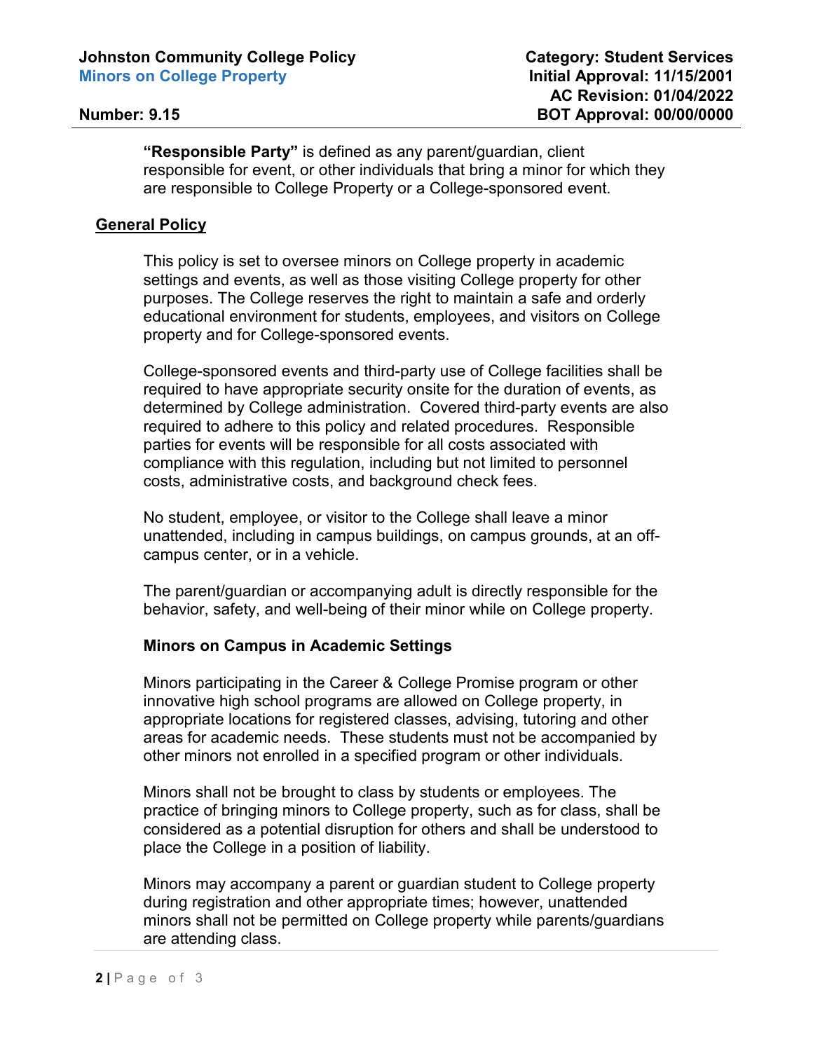**"Responsible Party"** is defined as any parent/guardian, client responsible for event, or other individuals that bring a minor for which they are responsible to College Property or a College-sponsored event.

## General Policy

This policy is set to oversee minors on College property in academic settings and events, as well as those visiting College property for other purposes. The College reserves the right to maintain a safe and orderly educational environment for students, employees, and visitors on College property and for College-sponsored events.

College-sponsored events and third-party use of College facilities shall be required to have appropriate security onsite for the duration of events, as determined by College administration. Covered third-party events are also required to adhere to this policy and related procedures. Responsible parties for events will be responsible for all costs associated with compliance with this regulation, including but not limited to personnel costs, administrative costs, and background check fees.

No student, employee, or visitor to the College shall leave a minor unattended, including in campus buildings, on campus grounds, at an off-campus center, or in a vehicle.

The parent/guardian or accompanying adult is directly responsible for the behavior, safety, and well-being of their minor while on College property.

### Minors on Campus in Academic Settings

Minors participating in the Career & College Promise program or other innovative high school programs are allowed on College property, in appropriate locations for registered classes, advising, tutoring and other areas for academic needs. These students must not be accompanied by other minors not enrolled in a specified program or other individuals.

Minors shall not be brought to class by students or employees. The practice of bringing minors to College property, such as for class, shall be considered as a potential disruption for others and shall be understood to place the College in a position of liability.

Minors may accompany a parent or guardian student to College property during registration and other appropriate times; however, unattended minors shall not be permitted on College property while parents/guardians are attending class.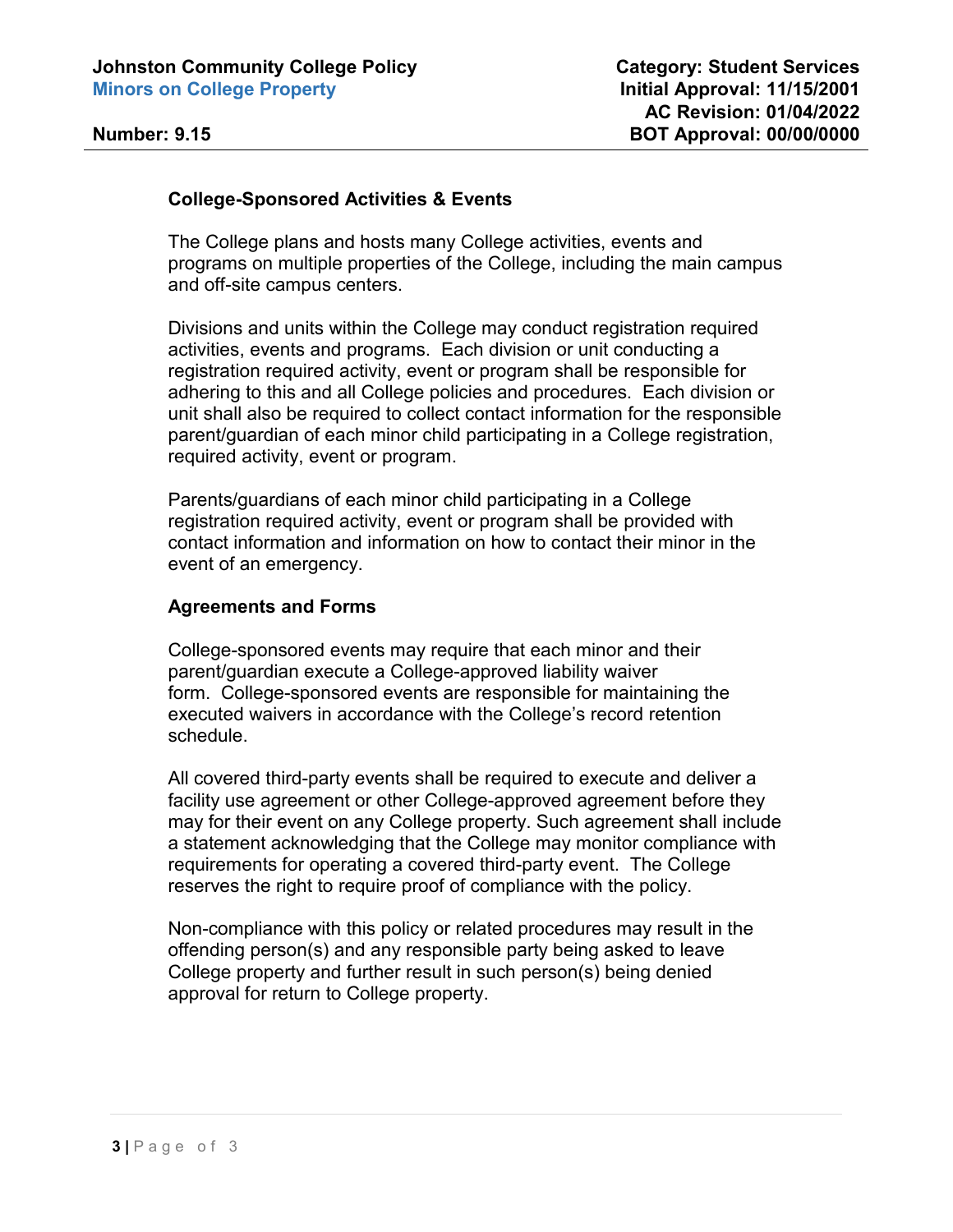### College-Sponsored Activities & Events

The College plans and hosts many College activities, events and programs on multiple properties of the College, including the main campus and off-site campus centers.

Divisions and units within the College may conduct registration required activities, events and programs. Each division or unit conducting a registration required activity, event or program shall be responsible for adhering to this and all College policies and procedures. Each division or unit shall also be required to collect contact information for the responsible parent/guardian of each minor child participating in a College registration, required activity, event or program.

Parents/guardians of each minor child participating in a College registration required activity, event or program shall be provided with contact information and information on how to contact their minor in the event of an emergency.

### Agreements and Forms

College-sponsored events may require that each minor and their parent/guardian execute a College-approved liability waiver form. College-sponsored events are responsible for maintaining the executed waivers in accordance with the College's record retention schedule.

All covered third-party events shall be required to execute and deliver a facility use agreement or other College-approved agreement before they may for their event on any College property. Such agreement shall include a statement acknowledging that the College may monitor compliance with requirements for operating a covered third-party event. The College reserves the right to require proof of compliance with the policy.

Non-compliance with this policy or related procedures may result in the offending person(s) and any responsible party being asked to leave College property and further result in such person(s) being denied approval for return to College property.